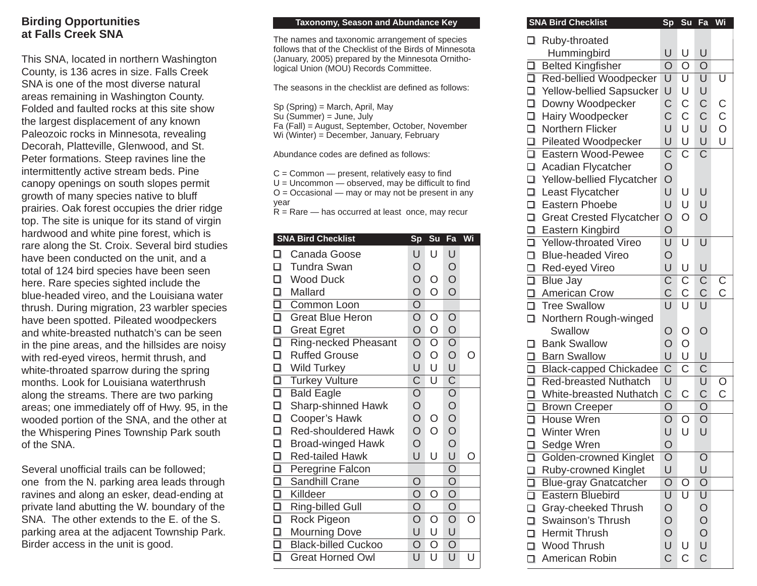## Birding Opportunities at Falls Creek SNA

This SNA, located in northern Washington County, is 136 acres in size. Falls Creek SNA is one of the most diverse natural areas remaining in Washington County. Folded and faulted rocks at this site show the largest displacement of any known Paleozoic rocks in Minnesota, revealing Decorah, Platteville, Glenwood, and St. Peter formations. Steep ravines line the intermittently active stream beds. Pine canopy openings on south slopes permit growth of many species native to bluff prairies. Oak forest occupies the drier ridge top. The site is unique for its stand of virgin hardwood and white pine forest, which is rare along the St. Croix. Several bird studies have been conducted on the unit, and a total of 124 bird species have been seen here. Rare species sighted include the blue-headed vireo, and the Louisiana water thrush. During migration, 23 warbler species have been spotted. Pileated woodpeckers and white-breasted nuthatch's can be seen in the pine areas, and the hillsides are noisy with red-eyed vireos, hermit thrush, and white-throated sparrow during the spring months. Look for Louisiana waterthrush along the streams. There are two parking areas; one immediately off of Hwy. 95, in the wooded portion of the SNA, and the other at the Whispering Pines Township Park south of the SNA.

Several unofficial trails can be followed; one from the N. parking area leads through ravines and along an esker, dead-ending at private land abutting the W. boundary of the SNA. The other extends to the E. of the S. parking area at the adjacent Township Park. Birder access in the unit is good.

### Taxonomy, Season and Abundance Key

The names and taxonomic arrangement of species follows that of the Checklist of the Birds of Minnesota (January, 2005) prepared by the Minnesota Ornithological Union (MOU) Records Committee.

The seasons in the checklist are defined as follows:

Sp (Spring) = March, April, May
Su (Summer) = June, July
Fa (Fall) = August, September, October, November
Wi (Winter) = December, January, February

Abundance codes are defined as follows:

C = Common — present, relatively easy to find
U = Uncommon — observed, may be difficult to find
O = Occasional — may or may not be present in any year
R = Rare — has occurred at least once, may recur

### SNA Bird Checklist

| SNA Bird Checklist | Sp | Su | Fa | Wi |
|---|---|---|---|---|
| ❑ Canada Goose | U | U | U | |
| ❑ Tundra Swan | O | | O | |
| ❑ Wood Duck | O | O | O | |
| ❑ Mallard | O | O | O | |
| ❑ Common Loon | O | | | |
| ❑ Great Blue Heron | O | O | O | |
| ❑ Great Egret | O | O | O | |
| ❑ Ring-necked Pheasant | O | O | O | |
| ❑ Ruffed Grouse | O | O | O | O |
| ❑ Wild Turkey | U | U | U | |
| ❑ Turkey Vulture | C | U | C | |
| ❑ Bald Eagle | O | | O | |
| ❑ Sharp-shinned Hawk | O | | O | |
| ❑ Cooper's Hawk | O | O | O | |
| ❑ Red-shouldered Hawk | O | O | O | |
| ❑ Broad-winged Hawk | O | | O | |
| ❑ Red-tailed Hawk | U | U | U | O |
| ❑ Peregrine Falcon | | | O | |
| ❑ Sandhill Crane | O | | O | |
| ❑ Killdeer | O | O | O | |
| ❑ Ring-billed Gull | O | | O | |
| ❑ Rock Pigeon | O | O | O | O |
| ❑ Mourning Dove | U | U | U | |
| ❑ Black-billed Cuckoo | O | O | O | |
| ❑ Great Horned Owl | U | U | U | U |
| ❑ Ruby-throated Hummingbird | U | U | U | |
| ❑ Belted Kingfisher | O | O | O | |
| ❑ Red-bellied Woodpecker | U | U | U | U |
| ❑ Yellow-bellied Sapsucker | U | U | U | |
| ❑ Downy Woodpecker | C | C | C | C |
| ❑ Hairy Woodpecker | C | C | C | C |
| ❑ Northern Flicker | U | U | U | O |
| ❑ Pileated Woodpecker | U | U | U | U |
| ❑ Eastern Wood-Pewee | C | C | C | |
| ❑ Acadian Flycatcher | O | | | |
| ❑ Yellow-bellied Flycatcher | O | | | |
| ❑ Least Flycatcher | U | U | U | |
| ❑ Eastern Phoebe | U | U | U | |
| ❑ Great Crested Flycatcher | O | O | O | |
| ❑ Eastern Kingbird | O | | | |
| ❑ Yellow-throated Vireo | U | U | U | |
| ❑ Blue-headed Vireo | O | | | |
| ❑ Red-eyed Vireo | U | U | U | |
| ❑ Blue Jay | C | C | C | C |
| ❑ American Crow | C | C | C | C |
| ❑ Tree Swallow | U | U | U | |
| ❑ Northern Rough-winged Swallow | O | O | O | |
| ❑ Bank Swallow | O | O | | |
| ❑ Barn Swallow | U | U | U | |
| ❑ Black-capped Chickadee | C | C | C | |
| ❑ Red-breasted Nuthatch | U | | U | O |
| ❑ White-breasted Nuthatch | C | C | C | C |
| ❑ Brown Creeper | O | | O | |
| ❑ House Wren | O | O | O | |
| ❑ Winter Wren | U | U | U | |
| ❑ Sedge Wren | O | | | |
| ❑ Golden-crowned Kinglet | O | | O | |
| ❑ Ruby-crowned Kinglet | U | | U | |
| ❑ Blue-gray Gnatcatcher | O | O | O | |
| ❑ Eastern Bluebird | U | U | U | |
| ❑ Gray-cheeked Thrush | O | | O | |
| ❑ Swainson's Thrush | O | | O | |
| ❑ Hermit Thrush | O | | O | |
| ❑ Wood Thrush | U | U | U | |
| ❑ American Robin | C | C | C | |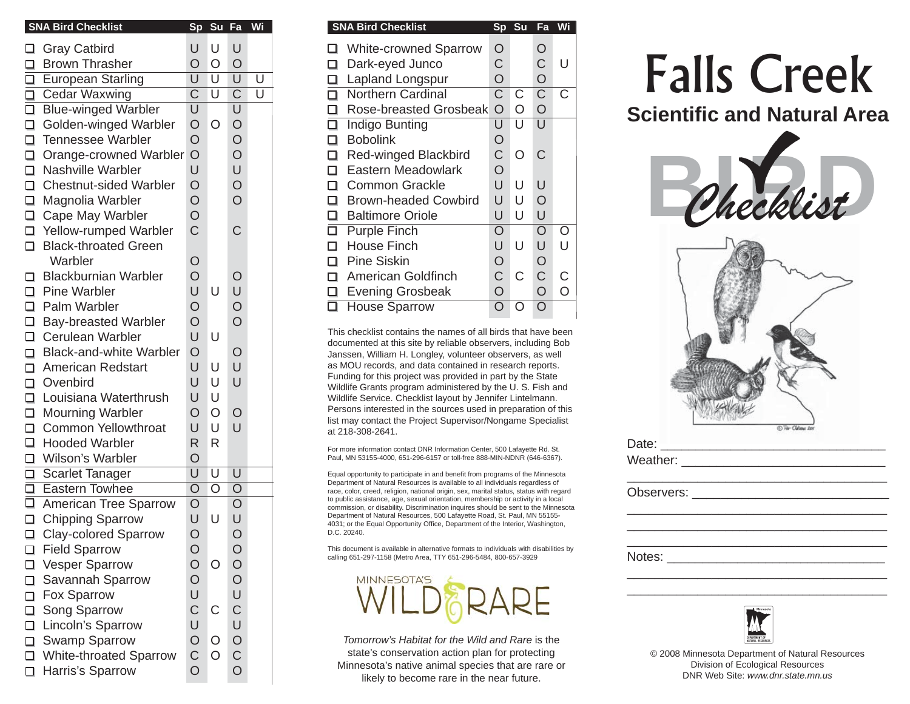| SNA Bird Checklist | Sp | Su | Fa | Wi |
|---|---|---|---|---|
| ☐ Gray Catbird | U | U | U | |
| ☐ Brown Thrasher | O | O | O | |
| ☐ European Starling | U | U | U | U |
| ☐ Cedar Waxwing | C | U | C | U |
| ☐ Blue-winged Warbler | U | | U | |
| ☐ Golden-winged Warbler | O | O | O | |
| ☐ Tennessee Warbler | O | | O | |
| ☐ Orange-crowned Warbler | O | | O | |
| ☐ Nashville Warbler | U | | U | |
| ☐ Chestnut-sided Warbler | O | | O | |
| ☐ Magnolia Warbler | O | | O | |
| ☐ Cape May Warbler | O | | | |
| ☐ Yellow-rumped Warbler | C | | C | |
| ☐ Black-throated Green Warbler | O | | | |
| ☐ Blackburnian Warbler | O | | O | |
| ☐ Pine Warbler | U | U | U | |
| ☐ Palm Warbler | O | | O | |
| ☐ Bay-breasted Warbler | O | | O | |
| ☐ Cerulean Warbler | U | U | | |
| ☐ Black-and-white Warbler | O | | O | |
| ☐ American Redstart | U | U | U | |
| ☐ Ovenbird | U | U | U | |
| ☐ Louisiana Waterthrush | U | U | | |
| ☐ Mourning Warbler | O | O | O | |
| ☐ Common Yellowthroat | U | U | U | |
| ☐ Hooded Warbler | R | R | | |
| ☐ Wilson's Warbler | O | | | |
| ☐ Scarlet Tanager | U | U | U | |
| ☐ Eastern Towhee | O | O | O | |
| ☐ American Tree Sparrow | O | | O | |
| ☐ Chipping Sparrow | U | U | U | |
| ☐ Clay-colored Sparrow | O | | O | |
| ☐ Field Sparrow | O | | O | |
| ☐ Vesper Sparrow | O | O | O | |
| ☐ Savannah Sparrow | O | | O | |
| ☐ Fox Sparrow | U | | U | |
| ☐ Song Sparrow | C | C | C | |
| ☐ Lincoln's Sparrow | U | | U | |
| ☐ Swamp Sparrow | O | O | O | |
| ☐ White-throated Sparrow | C | O | C | |
| ☐ Harris's Sparrow | O | | O | |
| ☐ White-crowned Sparrow | O | | O | |
| ☐ Dark-eyed Junco | C | | C | U |
| ☐ Lapland Longspur | O | | O | |
| ☐ Northern Cardinal | C | C | C | C |
| ☐ Rose-breasted Grosbeak | O | O | O | |
| ☐ Indigo Bunting | U | U | U | |
| ☐ Bobolink | O | | | |
| ☐ Red-winged Blackbird | C | O | C | |
| ☐ Eastern Meadowlark | O | | | |
| ☐ Common Grackle | U | U | U | |
| ☐ Brown-headed Cowbird | U | U | O | |
| ☐ Baltimore Oriole | U | U | U | |
| ☐ Purple Finch | O | | O | O |
| ☐ House Finch | U | U | U | U |
| ☐ Pine Siskin | O | | O | |
| ☐ American Goldfinch | C | C | C | C |
| ☐ Evening Grosbeak | O | | O | O |
| ☐ House Sparrow | O | O | O | |

This checklist contains the names of all birds that have been documented at this site by reliable observers, including Bob Janssen, William H. Longley, volunteer observers, as well as MOU records, and data contained in research reports. Funding for this project was provided in part by the State Wildlife Grants program administered by the U. S. Fish and Wildlife Service. Checklist layout by Jennifer Lintelmann. Persons interested in the sources used in preparation of this list may contact the Project Supervisor/Nongame Specialist at 218-308-2641.

For more information contact DNR Information Center, 500 Lafayette Rd. St. Paul, MN 53155-4000, 651-296-6157 or toll-free 888-MIN-NDNR (646-6367).

Equal opportunity to participate in and benefit from programs of the Minnesota Department of Natural Resources is available to all individuals regardless of race, color, creed, religion, national origin, sex, marital status, status with regard to public assistance, age, sexual orientation, membership or activity in a local commission, or disability. Discrimination inquires should be sent to the Minnesota Department of Natural Resources, 500 Lafayette Road, St. Paul, MN 55155-4031; or the Equal Opportunity Office, Department of the Interior, Washington, D.C. 20240.

This document is available in alternative formats to individuals with disabilities by calling 651-297-1158 (Metro Area, TTY 651-296-5484, 800-657-3929

MINNESOTA'S WILD & RARE

*Tomorrow's Habitat for the Wild and Rare* is the state's conservation action plan for protecting Minnesota's native animal species that are rare or likely to become rare in the near future.

# Falls Creek

## Scientific and Natural Area

## BIRD Checklist

Date: ______________________________

Weather: ______________________________

______________________________

Observers: ______________________________

______________________________

______________________________

______________________________

Notes: ______________________________

______________________________

______________________________

© 2008 Minnesota Department of Natural Resources
Division of Ecological Resources
DNR Web Site: *www.dnr.state.mn.us*